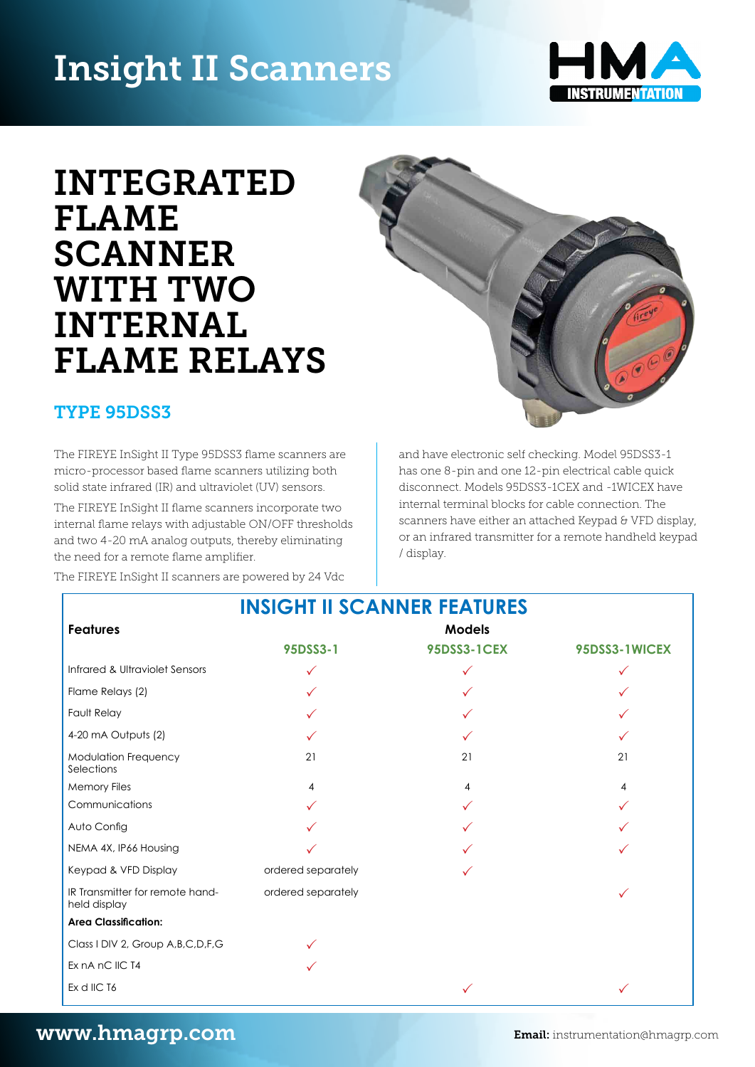# Insight II Scanners

HMA INSTRUMENTATION

## INTEGRATED FLAME SCANNER WITH TWO INTERNAL FLAME RELAYS

### TYPE 95DSS3

The FIREYE InSight II Type 95DSS3 flame scanners are micro-processor based flame scanners utilizing both solid state infrared (IR) and ultraviolet (UV) sensors.

The FIREYE InSight II flame scanners incorporate two internal flame relays with adjustable ON/OFF thresholds and two 4-20 mA analog outputs, thereby eliminating the need for a remote flame amplifier.

The FIREYE InSight II scanners are powered by 24 Vdc and have electronic self checking. Model 95DSS3-1 has one 8-pin and one 12-pin electrical cable quick disconnect. Models 95DSS3-1CEX and -1WICEX have internal terminal blocks for cable connection. The scanners have either an attached Keypad & VFD display, or an infrared transmitter for a remote handheld keypad / display.

## INSIGHT II SCANNER FEATURES

| Features | Models | | |
|---|---|---|---|
| | 95DSS3-1 | 95DSS3-1CEX | 95DSS3-1WICEX |
| Infrared & Ultraviolet Sensors | ✓ | ✓ | ✓ |
| Flame Relays (2) | ✓ | ✓ | ✓ |
| Fault Relay | ✓ | ✓ | ✓ |
| 4-20 mA Outputs (2) | ✓ | ✓ | ✓ |
| Modulation Frequency Selections | 21 | 21 | 21 |
| Memory Files | 4 | 4 | 4 |
| Communications | ✓ | ✓ | ✓ |
| Auto Config | ✓ | ✓ | ✓ |
| NEMA 4X, IP66 Housing | ✓ | ✓ | ✓ |
| Keypad & VFD Display | ordered separately | ✓ | |
| IR Transmitter for remote hand-held display | ordered separately | | ✓ |
| **Area Classification:** | | | |
| Class I DIV 2, Group A,B,C,D,F,G | ✓ | | |
| Ex nA nC IIC T4 | ✓ | | |
| Ex d IIC T6 | | ✓ | ✓ |

www.hmagrp.com

**Email:** instrumentation@hmagrp.com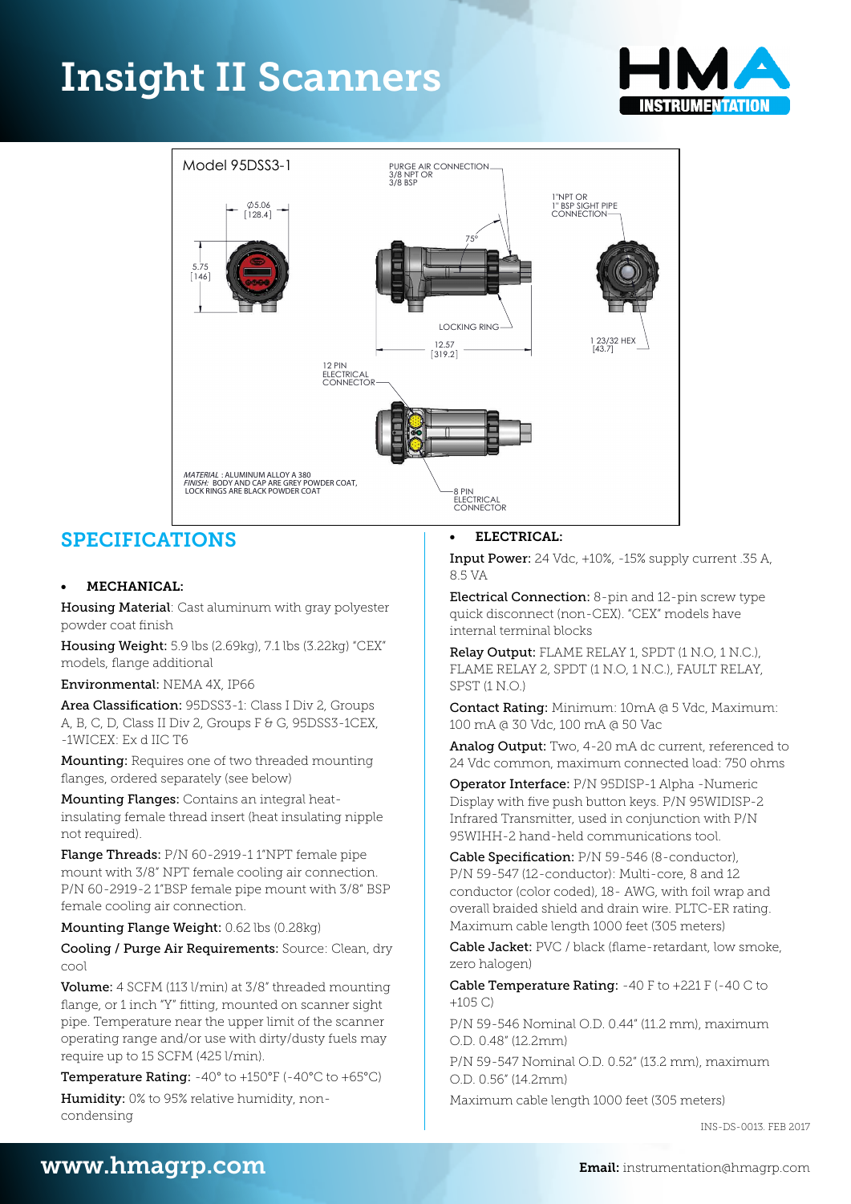# Insight II Scanners

Model 95DSS3-1

PURGE AIR CONNECTION 3/8 NPT OR 3/8 BSP

1"NPT OR 1" BSP SIGHT PIPE CONNECTION

Ø5.06 [128.4]

5.75 [146]

75°

LOCKING RING

12.57 [319.2]

1 23/32 HEX [43.7]

12 PIN ELECTRICAL CONNECTOR

8 PIN ELECTRICAL CONNECTOR

*MATERIAL* : ALUMINUM ALLOY A 380
*FINISH:* BODY AND CAP ARE GREY POWDER COAT, LOCK RINGS ARE BLACK POWDER COAT

## SPECIFICATIONS

- **MECHANICAL:**

**Housing Material**: Cast aluminum with gray polyester powder coat finish

**Housing Weight:** 5.9 lbs (2.69kg), 7.1 lbs (3.22kg) "CEX" models, flange additional

**Environmental:** NEMA 4X, IP66

**Area Classification:** 95DSS3-1: Class I Div 2, Groups A, B, C, D, Class II Div 2, Groups F & G, 95DSS3-1CEX, -1WICEX: Ex d IIC T6

**Mounting:** Requires one of two threaded mounting flanges, ordered separately (see below)

**Mounting Flanges:** Contains an integral heat-insulating female thread insert (heat insulating nipple not required).

**Flange Threads:** P/N 60-2919-1 1"NPT female pipe mount with 3/8" NPT female cooling air connection. P/N 60-2919-2 1"BSP female pipe mount with 3/8" BSP female cooling air connection.

**Mounting Flange Weight:** 0.62 lbs (0.28kg)

**Cooling / Purge Air Requirements:** Source: Clean, dry cool

**Volume:** 4 SCFM (113 l/min) at 3/8" threaded mounting flange, or 1 inch "Y" fitting, mounted on scanner sight pipe. Temperature near the upper limit of the scanner operating range and/or use with dirty/dusty fuels may require up to 15 SCFM (425 l/min).

**Temperature Rating:** -40° to +150°F (-40°C to +65°C)

**Humidity:** 0% to 95% relative humidity, non-condensing

- **ELECTRICAL:**

**Input Power:** 24 Vdc, +10%, -15% supply current .35 A, 8.5 VA

**Electrical Connection:** 8-pin and 12-pin screw type quick disconnect (non-CEX). "CEX" models have internal terminal blocks

**Relay Output:** FLAME RELAY 1, SPDT (1 N.O, 1 N.C.), FLAME RELAY 2, SPDT (1 N.O, 1 N.C.), FAULT RELAY, SPST (1 N.O.)

**Contact Rating:** Minimum: 10mA @ 5 Vdc, Maximum: 100 mA @ 30 Vdc, 100 mA @ 50 Vac

**Analog Output:** Two, 4-20 mA dc current, referenced to 24 Vdc common, maximum connected load: 750 ohms

**Operator Interface:** P/N 95DISP-1 Alpha -Numeric Display with five push button keys. P/N 95WIDISP-2 Infrared Transmitter, used in conjunction with P/N 95WIHH-2 hand-held communications tool.

**Cable Specification:** P/N 59-546 (8-conductor), P/N 59-547 (12-conductor): Multi-core, 8 and 12 conductor (color coded), 18- AWG, with foil wrap and overall braided shield and drain wire. PLTC-ER rating. Maximum cable length 1000 feet (305 meters)

**Cable Jacket:** PVC / black (flame-retardant, low smoke, zero halogen)

**Cable Temperature Rating:** -40 F to +221 F (-40 C to +105 C)

P/N 59-546 Nominal O.D. 0.44" (11.2 mm), maximum O.D. 0.48" (12.2mm)

P/N 59-547 Nominal O.D. 0.52" (13.2 mm), maximum O.D. 0.56" (14.2mm)

Maximum cable length 1000 feet (305 meters)

INS-DS-0013. FEB 2017

www.hmagrp.com

**Email:** instrumentation@hmagrp.com